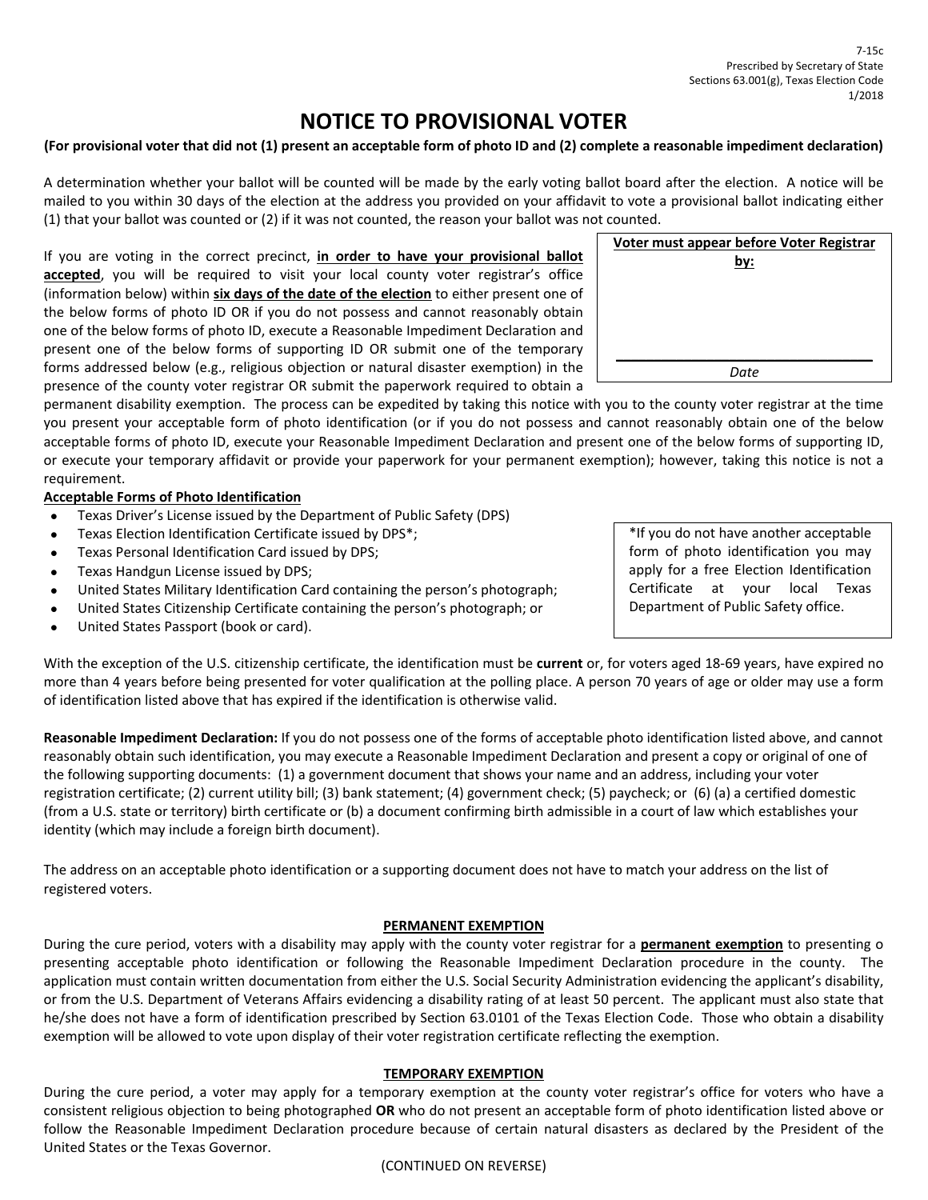7-15c
Prescribed by Secretary of State
Sections 63.001(g), Texas Election Code
1/2018

# NOTICE TO PROVISIONAL VOTER

**(For provisional voter that did not (1) present an acceptable form of photo ID and (2) complete a reasonable impediment declaration)**

A determination whether your ballot will be counted will be made by the early voting ballot board after the election. A notice will be mailed to you within 30 days of the election at the address you provided on your affidavit to vote a provisional ballot indicating either (1) that your ballot was counted or (2) if it was not counted, the reason your ballot was not counted.

| **Voter must appear before Voter Registrar by:** |
|---|
| |
| _Date_ |

If you are voting in the correct precinct, **in order to have your provisional ballot accepted**, you will be required to visit your local county voter registrar's office (information below) within **six days of the date of the election** to either present one of the below forms of photo ID OR if you do not possess and cannot reasonably obtain one of the below forms of photo ID, execute a Reasonable Impediment Declaration and present one of the below forms of supporting ID OR submit one of the temporary forms addressed below (e.g., religious objection or natural disaster exemption) in the presence of the county voter registrar OR submit the paperwork required to obtain a permanent disability exemption. The process can be expedited by taking this notice with you to the county voter registrar at the time you present your acceptable form of photo identification (or if you do not possess and cannot reasonably obtain one of the below acceptable forms of photo ID, execute your Reasonable Impediment Declaration and present one of the below forms of supporting ID, or execute your temporary affidavit or provide your paperwork for your permanent exemption); however, taking this notice is not a requirement.

**Acceptable Forms of Photo Identification**

- Texas Driver's License issued by the Department of Public Safety (DPS)
- Texas Election Identification Certificate issued by DPS*;
- Texas Personal Identification Card issued by DPS;
- Texas Handgun License issued by DPS;
- United States Military Identification Card containing the person's photograph;
- United States Citizenship Certificate containing the person's photograph; or
- United States Passport (book or card).

*If you do not have another acceptable form of photo identification you may apply for a free Election Identification Certificate at your local Texas Department of Public Safety office.

With the exception of the U.S. citizenship certificate, the identification must be **current** or, for voters aged 18-69 years, have expired no more than 4 years before being presented for voter qualification at the polling place. A person 70 years of age or older may use a form of identification listed above that has expired if the identification is otherwise valid.

**Reasonable Impediment Declaration:** If you do not possess one of the forms of acceptable photo identification listed above, and cannot reasonably obtain such identification, you may execute a Reasonable Impediment Declaration and present a copy or original of one of the following supporting documents: (1) a government document that shows your name and an address, including your voter registration certificate; (2) current utility bill; (3) bank statement; (4) government check; (5) paycheck; or (6) (a) a certified domestic (from a U.S. state or territory) birth certificate or (b) a document confirming birth admissible in a court of law which establishes your identity (which may include a foreign birth document).

The address on an acceptable photo identification or a supporting document does not have to match your address on the list of registered voters.

## PERMANENT EXEMPTION

During the cure period, voters with a disability may apply with the county voter registrar for a **permanent exemption** to presenting o presenting acceptable photo identification or following the Reasonable Impediment Declaration procedure in the county. The application must contain written documentation from either the U.S. Social Security Administration evidencing the applicant's disability, or from the U.S. Department of Veterans Affairs evidencing a disability rating of at least 50 percent. The applicant must also state that he/she does not have a form of identification prescribed by Section 63.0101 of the Texas Election Code. Those who obtain a disability exemption will be allowed to vote upon display of their voter registration certificate reflecting the exemption.

## TEMPORARY EXEMPTION

During the cure period, a voter may apply for a temporary exemption at the county voter registrar's office for voters who have a consistent religious objection to being photographed **OR** who do not present an acceptable form of photo identification listed above or follow the Reasonable Impediment Declaration procedure because of certain natural disasters as declared by the President of the United States or the Texas Governor.

(CONTINUED ON REVERSE)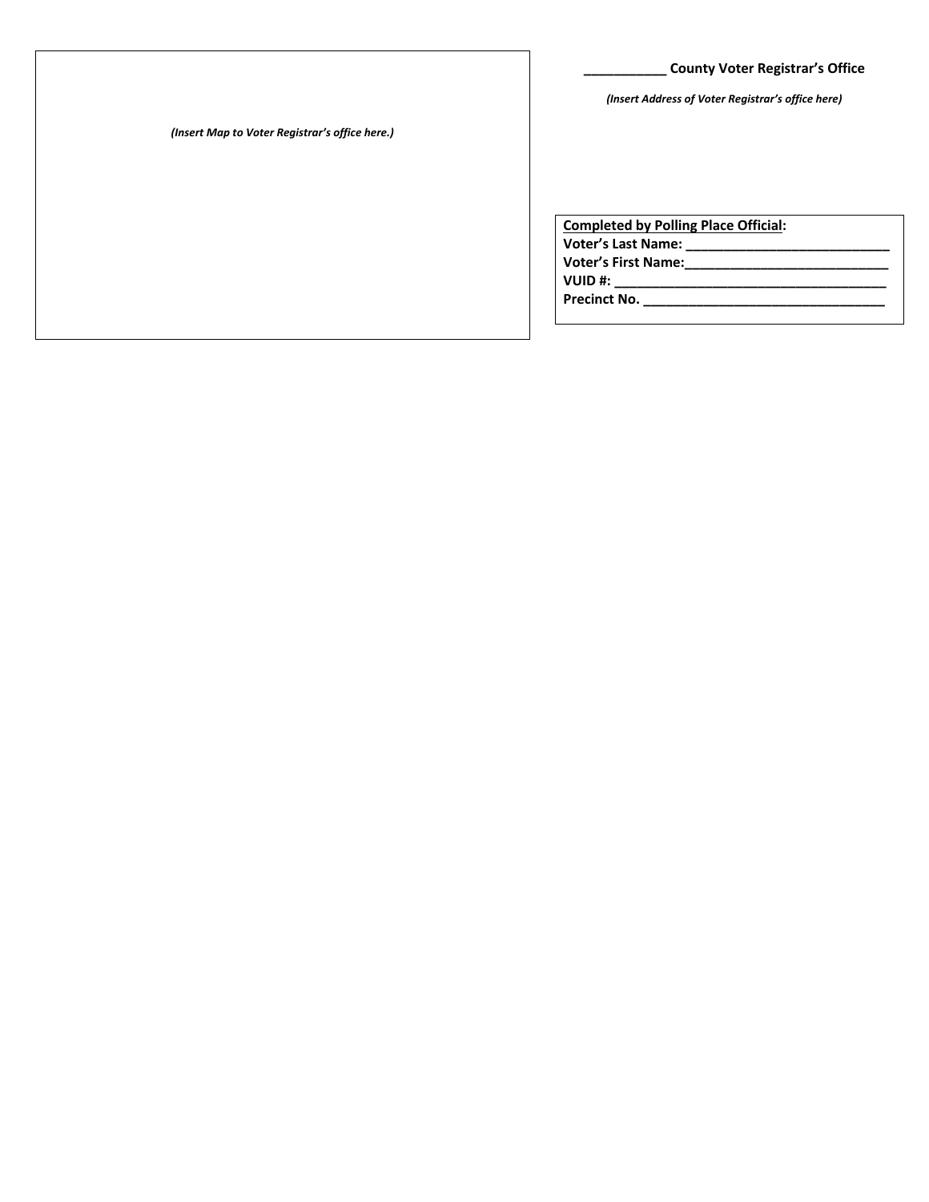*(Insert Map to Voter Registrar's office here.)*

**___________ County Voter Registrar's Office**

***(Insert Address of Voter Registrar's office here)***

**<u>Completed by Polling Place Official</u>:**

**Voter's Last Name: ___________________________**

**Voter's First Name:___________________________**

**VUID #: ____________________________________**

**Precinct No. ________________________________**